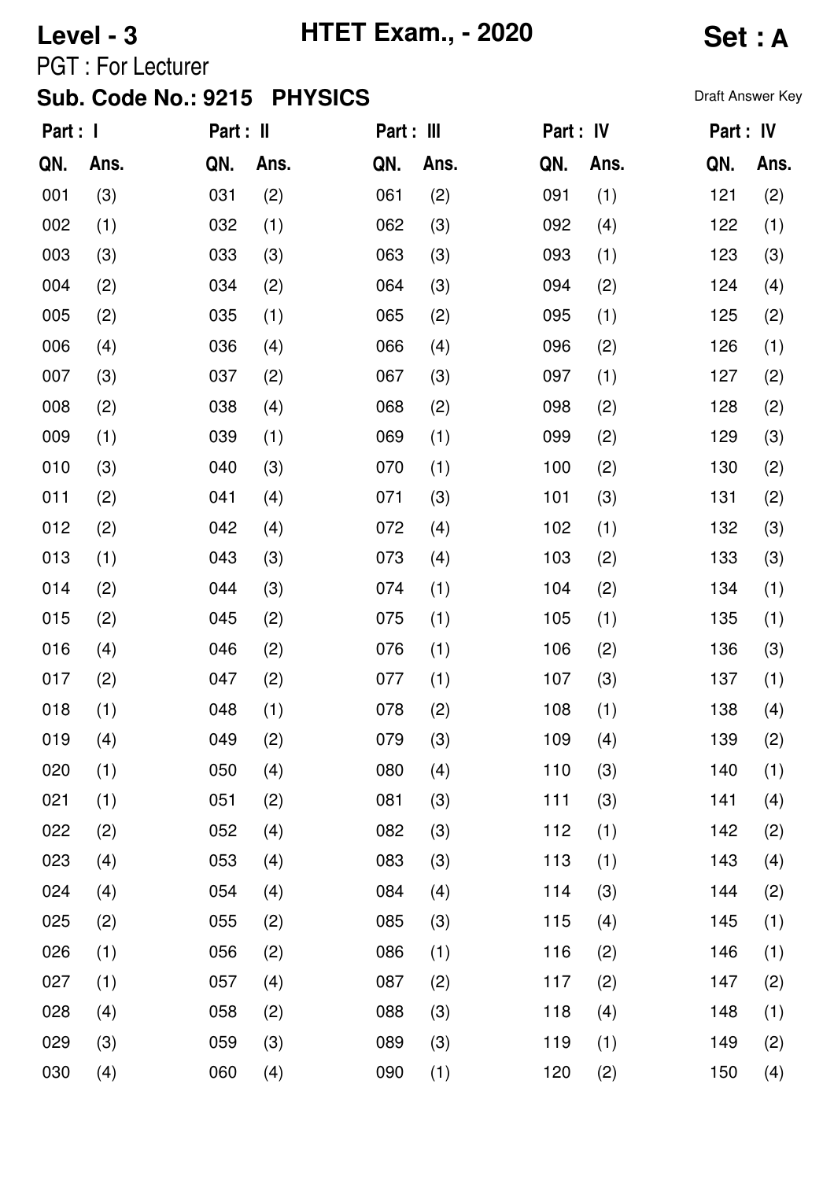**Level - 3** **HTET Exam., - 2020** **Set : A**

PGT : For Lecturer

**Sub. Code No.: 9215 PHYSICS**

Draft Answer Key

| Part : I | | Part : II | | Part : III | | Part : IV | | Part : IV | |
|---|---|---|---|---|---|---|---|---|---|
| **QN.** | **Ans.** | **QN.** | **Ans.** | **QN.** | **Ans.** | **QN.** | **Ans.** | **QN.** | **Ans.** |
| 001 | (3) | 031 | (2) | 061 | (2) | 091 | (1) | 121 | (2) |
| 002 | (1) | 032 | (1) | 062 | (3) | 092 | (4) | 122 | (1) |
| 003 | (3) | 033 | (3) | 063 | (3) | 093 | (1) | 123 | (3) |
| 004 | (2) | 034 | (2) | 064 | (3) | 094 | (2) | 124 | (4) |
| 005 | (2) | 035 | (1) | 065 | (2) | 095 | (1) | 125 | (2) |
| 006 | (4) | 036 | (4) | 066 | (4) | 096 | (2) | 126 | (1) |
| 007 | (3) | 037 | (2) | 067 | (3) | 097 | (1) | 127 | (2) |
| 008 | (2) | 038 | (4) | 068 | (2) | 098 | (2) | 128 | (2) |
| 009 | (1) | 039 | (1) | 069 | (1) | 099 | (2) | 129 | (3) |
| 010 | (3) | 040 | (3) | 070 | (1) | 100 | (2) | 130 | (2) |
| 011 | (2) | 041 | (4) | 071 | (3) | 101 | (3) | 131 | (2) |
| 012 | (2) | 042 | (4) | 072 | (4) | 102 | (1) | 132 | (3) |
| 013 | (1) | 043 | (3) | 073 | (4) | 103 | (2) | 133 | (3) |
| 014 | (2) | 044 | (3) | 074 | (1) | 104 | (2) | 134 | (1) |
| 015 | (2) | 045 | (2) | 075 | (1) | 105 | (1) | 135 | (1) |
| 016 | (4) | 046 | (2) | 076 | (1) | 106 | (2) | 136 | (3) |
| 017 | (2) | 047 | (2) | 077 | (1) | 107 | (3) | 137 | (1) |
| 018 | (1) | 048 | (1) | 078 | (2) | 108 | (1) | 138 | (4) |
| 019 | (4) | 049 | (2) | 079 | (3) | 109 | (4) | 139 | (2) |
| 020 | (1) | 050 | (4) | 080 | (4) | 110 | (3) | 140 | (1) |
| 021 | (1) | 051 | (2) | 081 | (3) | 111 | (3) | 141 | (4) |
| 022 | (2) | 052 | (4) | 082 | (3) | 112 | (1) | 142 | (2) |
| 023 | (4) | 053 | (4) | 083 | (3) | 113 | (1) | 143 | (4) |
| 024 | (4) | 054 | (4) | 084 | (4) | 114 | (3) | 144 | (2) |
| 025 | (2) | 055 | (2) | 085 | (3) | 115 | (4) | 145 | (1) |
| 026 | (1) | 056 | (2) | 086 | (1) | 116 | (2) | 146 | (1) |
| 027 | (1) | 057 | (4) | 087 | (2) | 117 | (2) | 147 | (2) |
| 028 | (4) | 058 | (2) | 088 | (3) | 118 | (4) | 148 | (1) |
| 029 | (3) | 059 | (3) | 089 | (3) | 119 | (1) | 149 | (2) |
| 030 | (4) | 060 | (4) | 090 | (1) | 120 | (2) | 150 | (4) |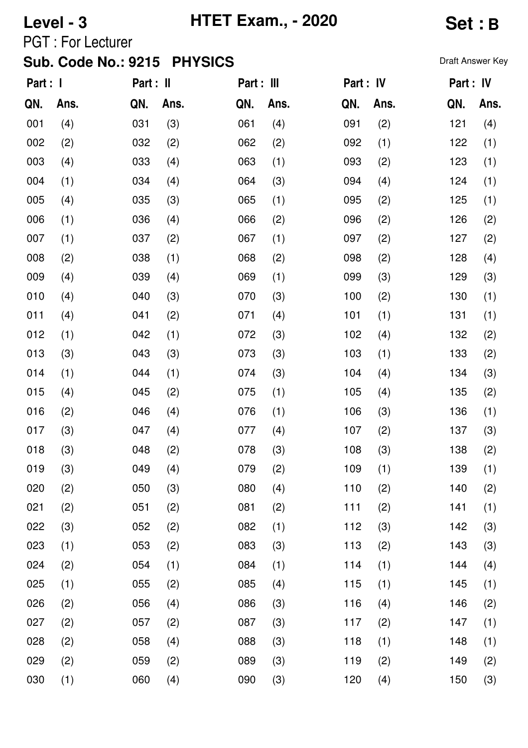**Level - 3** **HTET Exam., - 2020** **Set : B**

PGT : For Lecturer

**Sub. Code No.: 9215 PHYSICS** Draft Answer Key

| Part : I | | Part : II | | Part : III | | Part : IV | | Part : IV | |
|---|---|---|---|---|---|---|---|---|---|
| **QN.** | **Ans.** | **QN.** | **Ans.** | **QN.** | **Ans.** | **QN.** | **Ans.** | **QN.** | **Ans.** |
| 001 | (4) | 031 | (3) | 061 | (4) | 091 | (2) | 121 | (4) |
| 002 | (2) | 032 | (2) | 062 | (2) | 092 | (1) | 122 | (1) |
| 003 | (4) | 033 | (4) | 063 | (1) | 093 | (2) | 123 | (1) |
| 004 | (1) | 034 | (4) | 064 | (3) | 094 | (4) | 124 | (1) |
| 005 | (4) | 035 | (3) | 065 | (1) | 095 | (2) | 125 | (1) |
| 006 | (1) | 036 | (4) | 066 | (2) | 096 | (2) | 126 | (2) |
| 007 | (1) | 037 | (2) | 067 | (1) | 097 | (2) | 127 | (2) |
| 008 | (2) | 038 | (1) | 068 | (2) | 098 | (2) | 128 | (4) |
| 009 | (4) | 039 | (4) | 069 | (1) | 099 | (3) | 129 | (3) |
| 010 | (4) | 040 | (3) | 070 | (3) | 100 | (2) | 130 | (1) |
| 011 | (4) | 041 | (2) | 071 | (4) | 101 | (1) | 131 | (1) |
| 012 | (1) | 042 | (1) | 072 | (3) | 102 | (4) | 132 | (2) |
| 013 | (3) | 043 | (3) | 073 | (3) | 103 | (1) | 133 | (2) |
| 014 | (1) | 044 | (1) | 074 | (3) | 104 | (4) | 134 | (3) |
| 015 | (4) | 045 | (2) | 075 | (1) | 105 | (4) | 135 | (2) |
| 016 | (2) | 046 | (4) | 076 | (1) | 106 | (3) | 136 | (1) |
| 017 | (3) | 047 | (4) | 077 | (4) | 107 | (2) | 137 | (3) |
| 018 | (3) | 048 | (2) | 078 | (3) | 108 | (3) | 138 | (2) |
| 019 | (3) | 049 | (4) | 079 | (2) | 109 | (1) | 139 | (1) |
| 020 | (2) | 050 | (3) | 080 | (4) | 110 | (2) | 140 | (2) |
| 021 | (2) | 051 | (2) | 081 | (2) | 111 | (2) | 141 | (1) |
| 022 | (3) | 052 | (2) | 082 | (1) | 112 | (3) | 142 | (3) |
| 023 | (1) | 053 | (2) | 083 | (3) | 113 | (2) | 143 | (3) |
| 024 | (2) | 054 | (1) | 084 | (1) | 114 | (1) | 144 | (4) |
| 025 | (1) | 055 | (2) | 085 | (4) | 115 | (1) | 145 | (1) |
| 026 | (2) | 056 | (4) | 086 | (3) | 116 | (4) | 146 | (2) |
| 027 | (2) | 057 | (2) | 087 | (3) | 117 | (2) | 147 | (1) |
| 028 | (2) | 058 | (4) | 088 | (3) | 118 | (1) | 148 | (1) |
| 029 | (2) | 059 | (2) | 089 | (3) | 119 | (2) | 149 | (2) |
| 030 | (1) | 060 | (4) | 090 | (3) | 120 | (4) | 150 | (3) |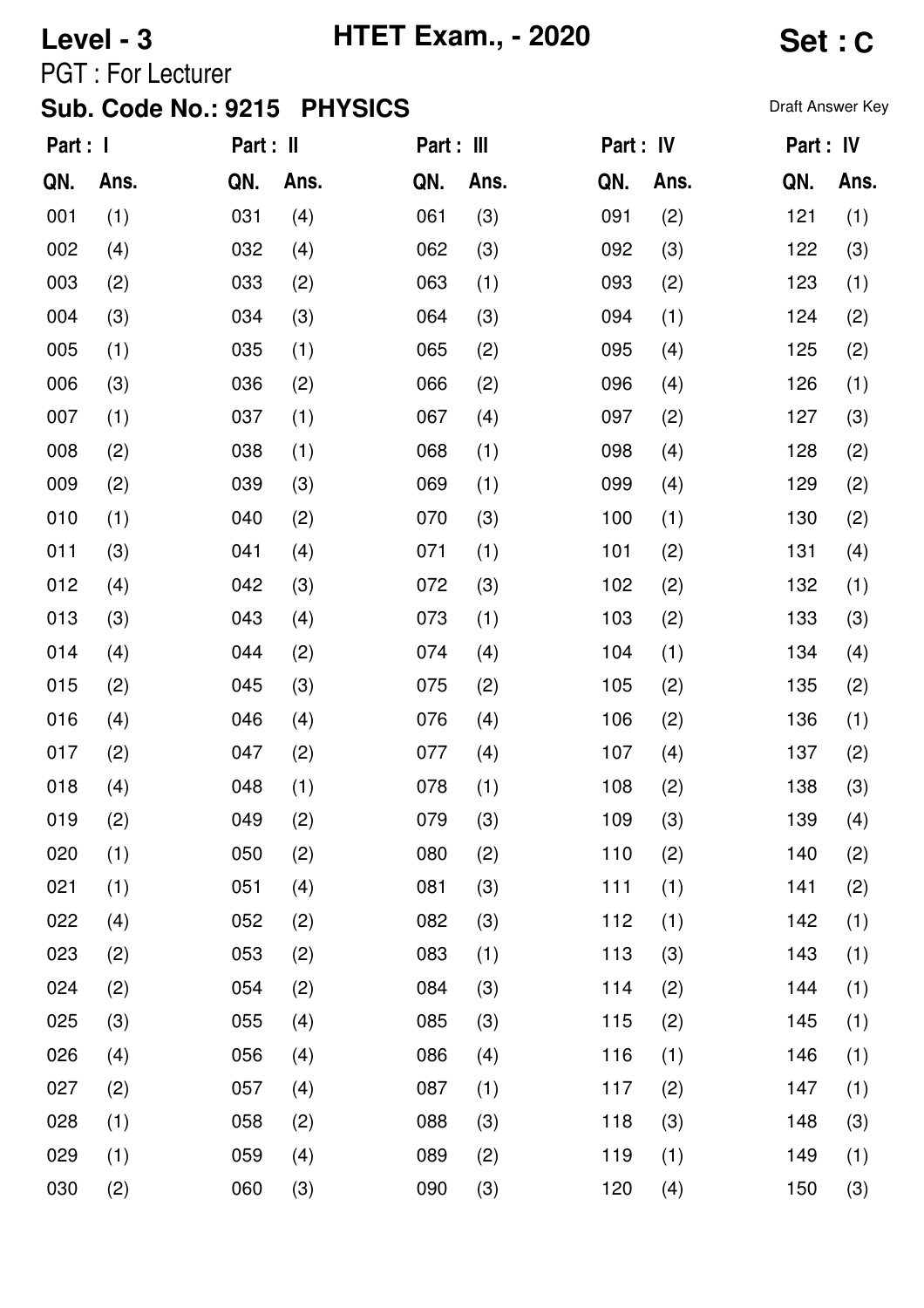**Level - 3** **HTET Exam., - 2020** **Set : C**

PGT : For Lecturer

**Sub. Code No.: 9215 PHYSICS**

Draft Answer Key

| Part : I | | Part : II | | Part : III | | Part : IV | | Part : IV | |
|---|---|---|---|---|---|---|---|---|---|
| **QN.** | **Ans.** | **QN.** | **Ans.** | **QN.** | **Ans.** | **QN.** | **Ans.** | **QN.** | **Ans.** |
| 001 | (1) | 031 | (4) | 061 | (3) | 091 | (2) | 121 | (1) |
| 002 | (4) | 032 | (4) | 062 | (3) | 092 | (3) | 122 | (3) |
| 003 | (2) | 033 | (2) | 063 | (1) | 093 | (2) | 123 | (1) |
| 004 | (3) | 034 | (3) | 064 | (3) | 094 | (1) | 124 | (2) |
| 005 | (1) | 035 | (1) | 065 | (2) | 095 | (4) | 125 | (2) |
| 006 | (3) | 036 | (2) | 066 | (2) | 096 | (4) | 126 | (1) |
| 007 | (1) | 037 | (1) | 067 | (4) | 097 | (2) | 127 | (3) |
| 008 | (2) | 038 | (1) | 068 | (1) | 098 | (4) | 128 | (2) |
| 009 | (2) | 039 | (3) | 069 | (1) | 099 | (4) | 129 | (2) |
| 010 | (1) | 040 | (2) | 070 | (3) | 100 | (1) | 130 | (2) |
| 011 | (3) | 041 | (4) | 071 | (1) | 101 | (2) | 131 | (4) |
| 012 | (4) | 042 | (3) | 072 | (3) | 102 | (2) | 132 | (1) |
| 013 | (3) | 043 | (4) | 073 | (1) | 103 | (2) | 133 | (3) |
| 014 | (4) | 044 | (2) | 074 | (4) | 104 | (1) | 134 | (4) |
| 015 | (2) | 045 | (3) | 075 | (2) | 105 | (2) | 135 | (2) |
| 016 | (4) | 046 | (4) | 076 | (4) | 106 | (2) | 136 | (1) |
| 017 | (2) | 047 | (2) | 077 | (4) | 107 | (4) | 137 | (2) |
| 018 | (4) | 048 | (1) | 078 | (1) | 108 | (2) | 138 | (3) |
| 019 | (2) | 049 | (2) | 079 | (3) | 109 | (3) | 139 | (4) |
| 020 | (1) | 050 | (2) | 080 | (2) | 110 | (2) | 140 | (2) |
| 021 | (1) | 051 | (4) | 081 | (3) | 111 | (1) | 141 | (2) |
| 022 | (4) | 052 | (2) | 082 | (3) | 112 | (1) | 142 | (1) |
| 023 | (2) | 053 | (2) | 083 | (1) | 113 | (3) | 143 | (1) |
| 024 | (2) | 054 | (2) | 084 | (3) | 114 | (2) | 144 | (1) |
| 025 | (3) | 055 | (4) | 085 | (3) | 115 | (2) | 145 | (1) |
| 026 | (4) | 056 | (4) | 086 | (4) | 116 | (1) | 146 | (1) |
| 027 | (2) | 057 | (4) | 087 | (1) | 117 | (2) | 147 | (1) |
| 028 | (1) | 058 | (2) | 088 | (3) | 118 | (3) | 148 | (3) |
| 029 | (1) | 059 | (4) | 089 | (2) | 119 | (1) | 149 | (1) |
| 030 | (2) | 060 | (3) | 090 | (3) | 120 | (4) | 150 | (3) |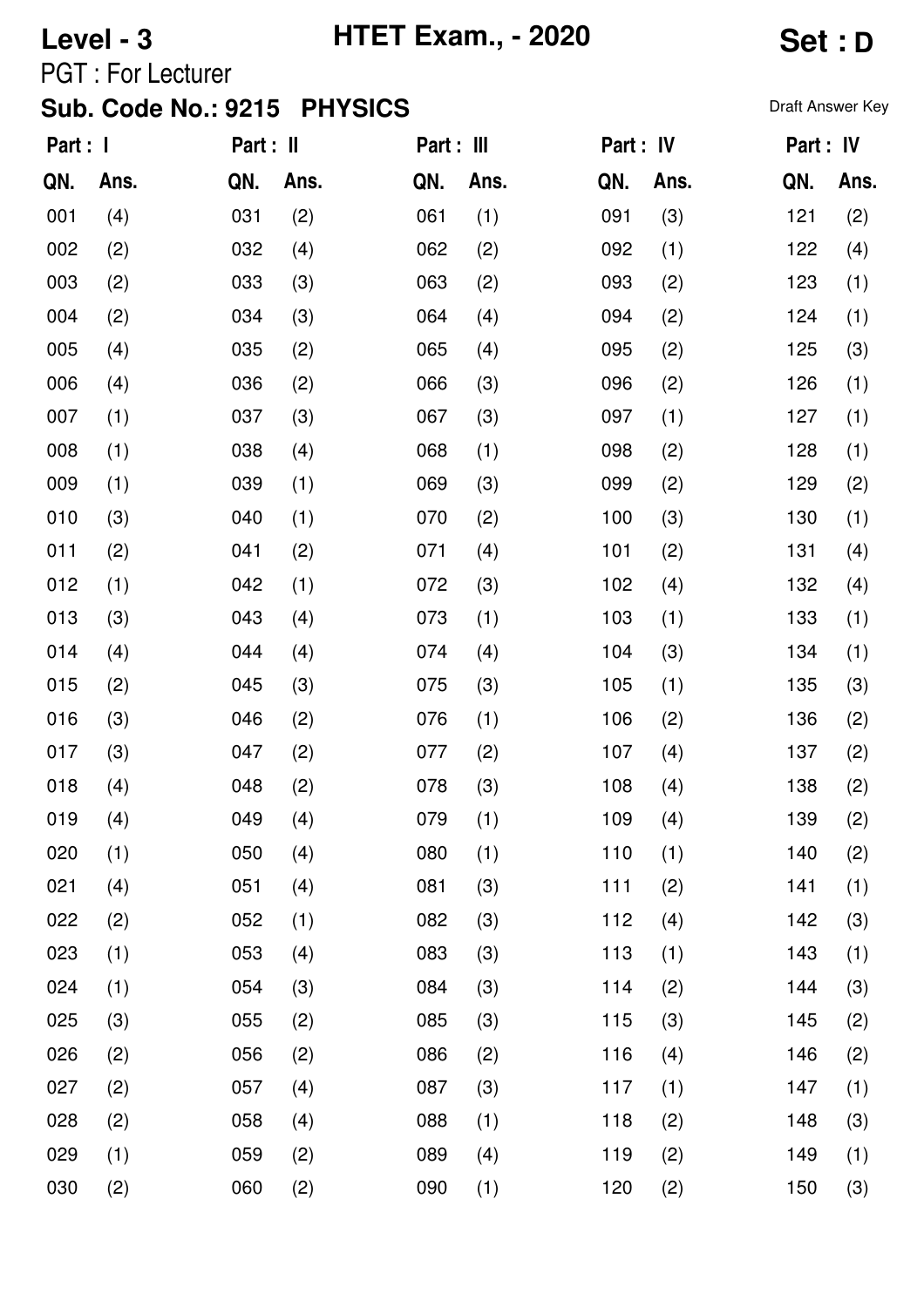**Level - 3** **HTET Exam., - 2020** **Set : D**

PGT : For Lecturer

**Sub. Code No.: 9215 PHYSICS**

Draft Answer Key

| Part : I | | Part : II | | Part : III | | Part : IV | | Part : IV | |
|---|---|---|---|---|---|---|---|---|---|
| QN. | Ans. | QN. | Ans. | QN. | Ans. | QN. | Ans. | QN. | Ans. |
| 001 | (4) | 031 | (2) | 061 | (1) | 091 | (3) | 121 | (2) |
| 002 | (2) | 032 | (4) | 062 | (2) | 092 | (1) | 122 | (4) |
| 003 | (2) | 033 | (3) | 063 | (2) | 093 | (2) | 123 | (1) |
| 004 | (2) | 034 | (3) | 064 | (4) | 094 | (2) | 124 | (1) |
| 005 | (4) | 035 | (2) | 065 | (4) | 095 | (2) | 125 | (3) |
| 006 | (4) | 036 | (2) | 066 | (3) | 096 | (2) | 126 | (1) |
| 007 | (1) | 037 | (3) | 067 | (3) | 097 | (1) | 127 | (1) |
| 008 | (1) | 038 | (4) | 068 | (1) | 098 | (2) | 128 | (1) |
| 009 | (1) | 039 | (1) | 069 | (3) | 099 | (2) | 129 | (2) |
| 010 | (3) | 040 | (1) | 070 | (2) | 100 | (3) | 130 | (1) |
| 011 | (2) | 041 | (2) | 071 | (4) | 101 | (2) | 131 | (4) |
| 012 | (1) | 042 | (1) | 072 | (3) | 102 | (4) | 132 | (4) |
| 013 | (3) | 043 | (4) | 073 | (1) | 103 | (1) | 133 | (1) |
| 014 | (4) | 044 | (4) | 074 | (4) | 104 | (3) | 134 | (1) |
| 015 | (2) | 045 | (3) | 075 | (3) | 105 | (1) | 135 | (3) |
| 016 | (3) | 046 | (2) | 076 | (1) | 106 | (2) | 136 | (2) |
| 017 | (3) | 047 | (2) | 077 | (2) | 107 | (4) | 137 | (2) |
| 018 | (4) | 048 | (2) | 078 | (3) | 108 | (4) | 138 | (2) |
| 019 | (4) | 049 | (4) | 079 | (1) | 109 | (4) | 139 | (2) |
| 020 | (1) | 050 | (4) | 080 | (1) | 110 | (1) | 140 | (2) |
| 021 | (4) | 051 | (4) | 081 | (3) | 111 | (2) | 141 | (1) |
| 022 | (2) | 052 | (1) | 082 | (3) | 112 | (4) | 142 | (3) |
| 023 | (1) | 053 | (4) | 083 | (3) | 113 | (1) | 143 | (1) |
| 024 | (1) | 054 | (3) | 084 | (3) | 114 | (2) | 144 | (3) |
| 025 | (3) | 055 | (2) | 085 | (3) | 115 | (3) | 145 | (2) |
| 026 | (2) | 056 | (2) | 086 | (2) | 116 | (4) | 146 | (2) |
| 027 | (2) | 057 | (4) | 087 | (3) | 117 | (1) | 147 | (1) |
| 028 | (2) | 058 | (4) | 088 | (1) | 118 | (2) | 148 | (3) |
| 029 | (1) | 059 | (2) | 089 | (4) | 119 | (2) | 149 | (1) |
| 030 | (2) | 060 | (2) | 090 | (1) | 120 | (2) | 150 | (3) |